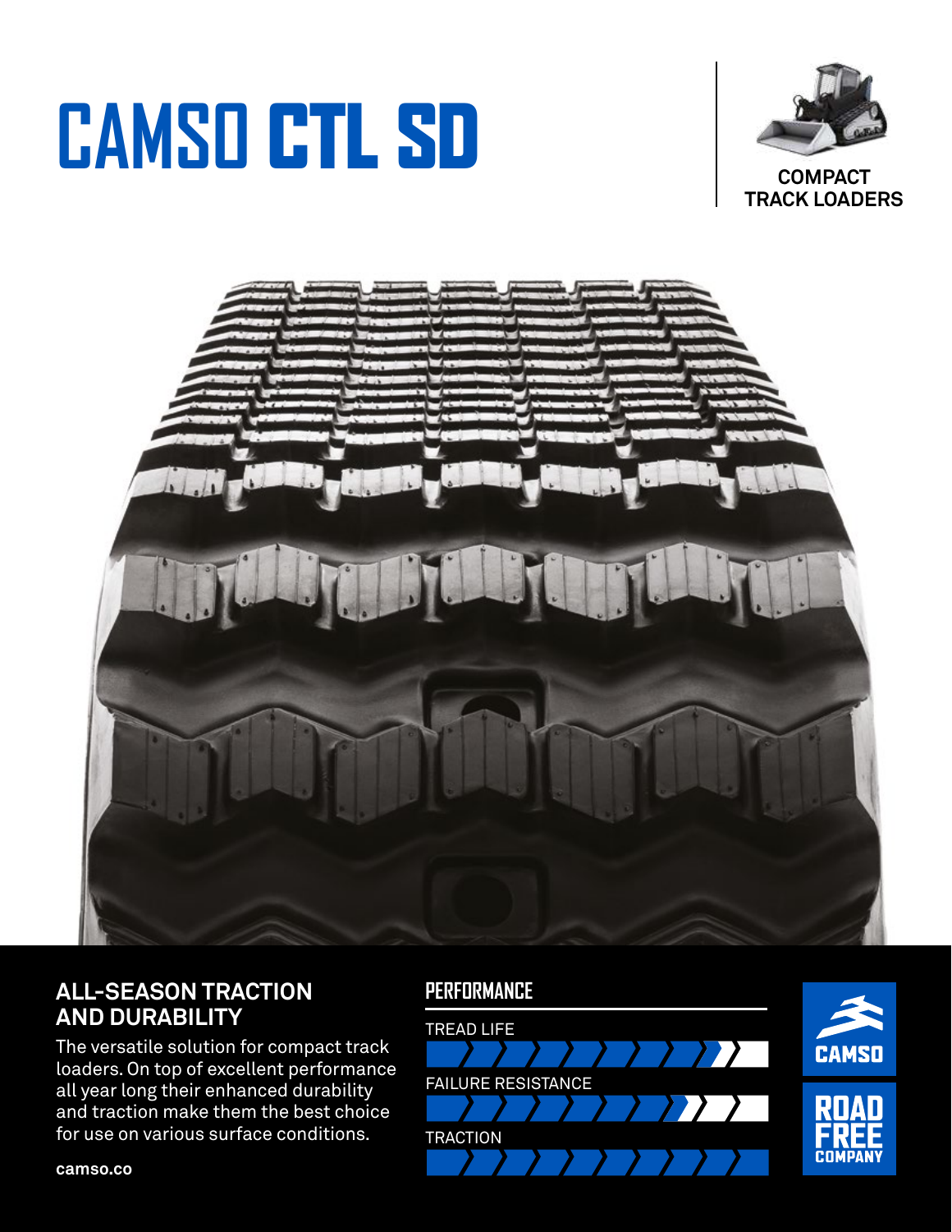# CAMSO CTL SD

COMPACT TRACK LOADERS

## ALL-SEASON TRACTION AND DURABILITY

The versatile solution for compact track loaders. On top of excellent performance all year long their enhanced durability and traction make them the best choice for use on various surface conditions.

camso.co

## PERFORMANCE

TREAD LIFE

FAILURE RESISTANCE

TRACTION

CAMSO

ROAD FREE COMPANY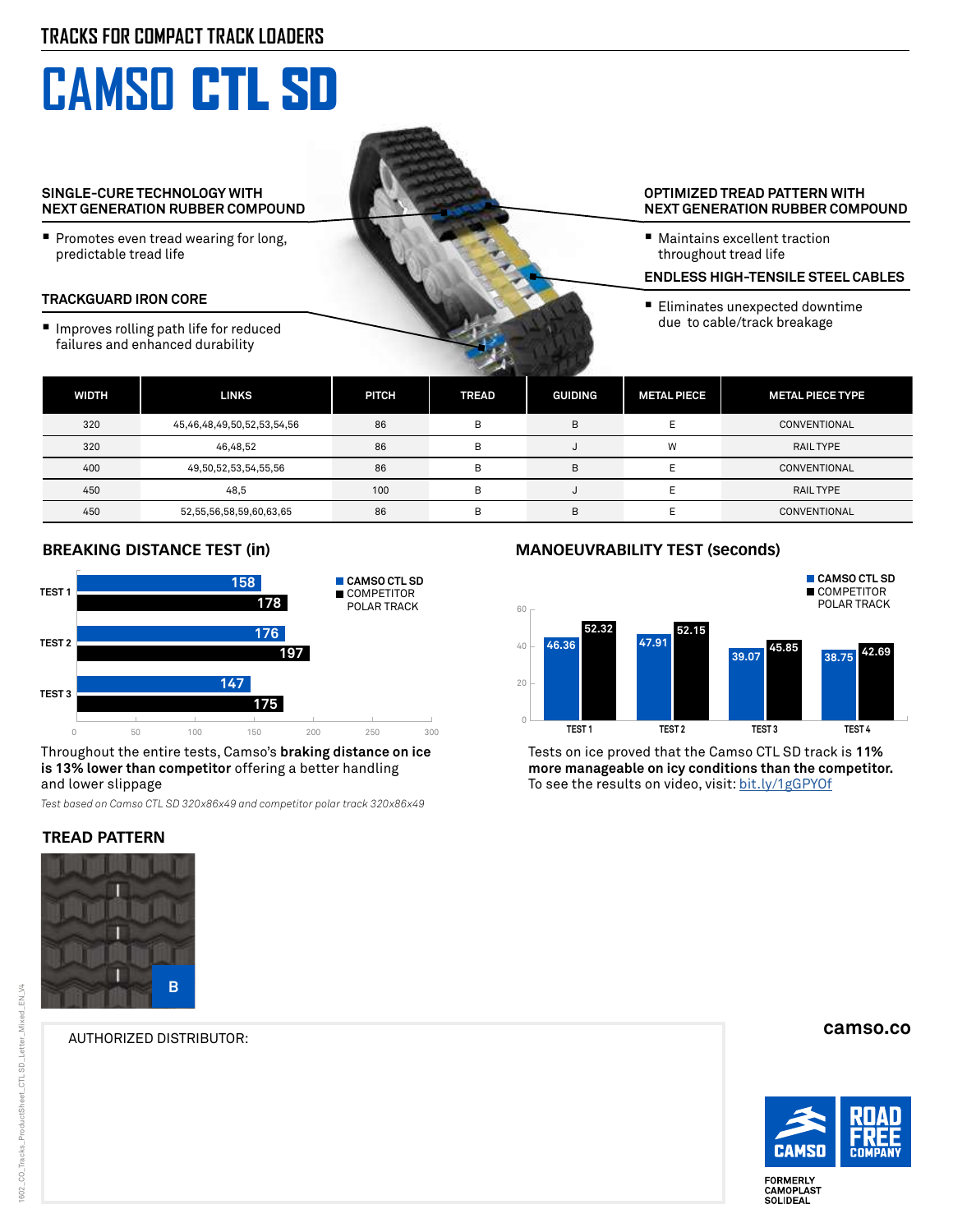TRACKS FOR COMPACT TRACK LOADERS

# CAMSO CTL SD

### SINGLE-CURE TECHNOLOGY WITH NEXT GENERATION RUBBER COMPOUND

- Promotes even tread wearing for long, predictable tread life

### TRACKGUARD IRON CORE

- Improves rolling path life for reduced failures and enhanced durability

### OPTIMIZED TREAD PATTERN WITH NEXT GENERATION RUBBER COMPOUND

- Maintains excellent traction throughout tread life

### ENDLESS HIGH-TENSILE STEEL CABLES

- Eliminates unexpected downtime due to cable/track breakage

| WIDTH | LINKS | PITCH | TREAD | GUIDING | METAL PIECE | METAL PIECE TYPE |
|---|---|---|---|---|---|---|
| 320 | 45,46,48,49,50,52,53,54,56 | 86 | B | B | E | CONVENTIONAL |
| 320 | 46,48,52 | 86 | B | J | W | RAIL TYPE |
| 400 | 49,50,52,53,54,55,56 | 86 | B | B | E | CONVENTIONAL |
| 450 | 48,5 | 100 | B | J | E | RAIL TYPE |
| 450 | 52,55,56,58,59,60,63,65 | 86 | B | B | E | CONVENTIONAL |

### BREAKING DISTANCE TEST (in)

CAMSO CTL SD
COMPETITOR POLAR TRACK

TEST 1: 158, 178
TEST 2: 176, 197
TEST 3: 147, 175

0 50 100 150 200 250 300

Throughout the entire tests, Camso's **braking distance on ice is 13% lower than competitor** offering a better handling and lower slippage

*Test based on Camso CTL SD 320x86x49 and competitor polar track 320x86x49*

### MANOEUVRABILITY TEST (seconds)

CAMSO CTL SD
COMPETITOR POLAR TRACK

60 40 20 0

TEST 1: 46.36, 52.32
TEST 2: 47.91, 52.15
TEST 3: 39.07, 45.85
TEST 4: 38.75, 42.69

Tests on ice proved that the Camso CTL SD track is **11% more manageable on icy conditions than the competitor.** To see the results on video, visit: bit.ly/1gGPYOf

### TREAD PATTERN

B

AUTHORIZED DISTRIBUTOR:

camso.co

CAMSO ROAD FREE COMPANY

FORMERLY CAMOPLAST SOLIDEAL

1602_CO_Tracks_ProductSheet_CTL SD_Letter_Mixed_EN_V4